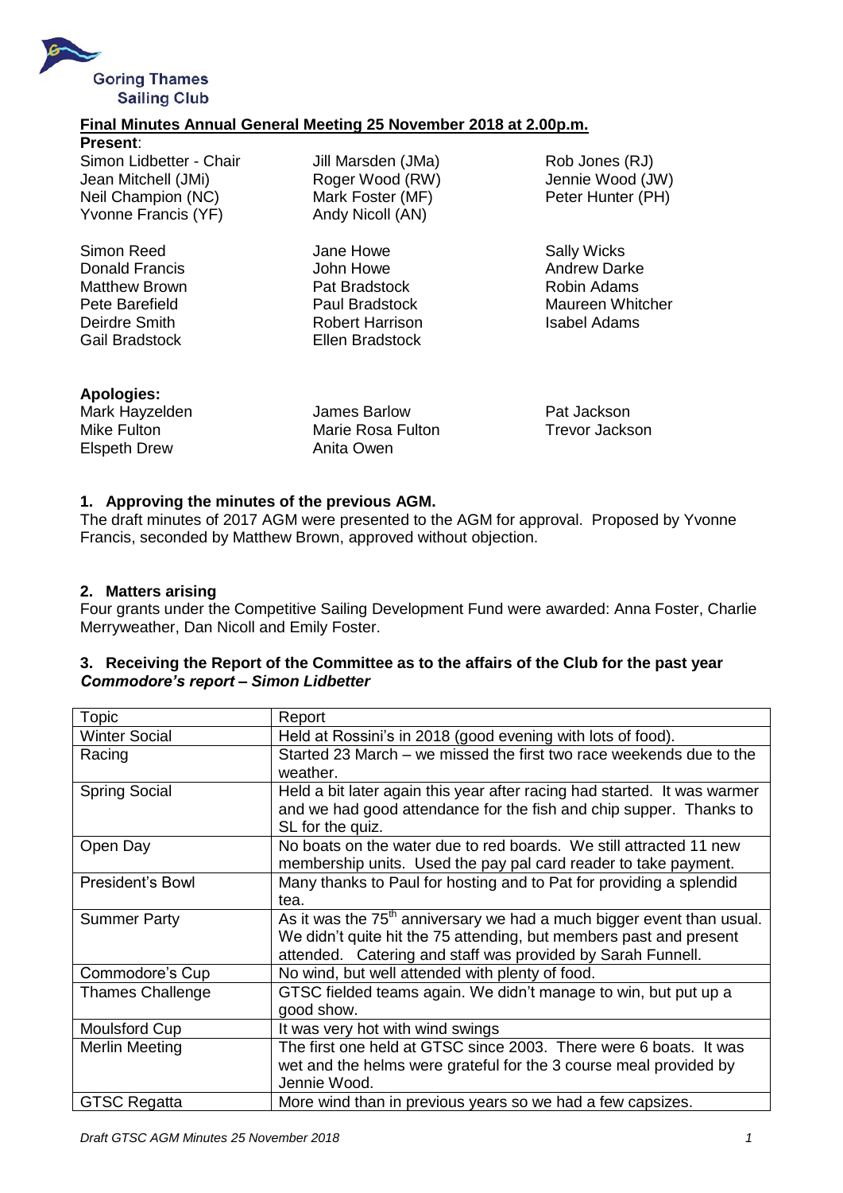Goring Thames Sailing Club

## Final Minutes Annual General Meeting 25 November 2018 at 2.00p.m.

**Present**:

Simon Lidbetter - Chair
Jean Mitchell (JMi)
Neil Champion (NC)
Yvonne Francis (YF)
Jill Marsden (JMa)
Roger Wood (RW)
Mark Foster (MF)
Andy Nicoll (AN)
Rob Jones (RJ)
Jennie Wood (JW)
Peter Hunter (PH)

Simon Reed
Donald Francis
Matthew Brown
Pete Barefield
Deirdre Smith
Gail Bradstock
Jane Howe
John Howe
Pat Bradstock
Paul Bradstock
Robert Harrison
Ellen Bradstock
Sally Wicks
Andrew Darke
Robin Adams
Maureen Whitcher
Isabel Adams

**Apologies:**

Mark Hayzelden
Mike Fulton
Elspeth Drew
James Barlow
Marie Rosa Fulton
Anita Owen
Pat Jackson
Trevor Jackson

### 1. Approving the minutes of the previous AGM.

The draft minutes of 2017 AGM were presented to the AGM for approval. Proposed by Yvonne Francis, seconded by Matthew Brown, approved without objection.

### 2. Matters arising

Four grants under the Competitive Sailing Development Fund were awarded: Anna Foster, Charlie Merryweather, Dan Nicoll and Emily Foster.

### 3. Receiving the Report of the Committee as to the affairs of the Club for the past year

***Commodore's report – Simon Lidbetter***

| Topic | Report |
|---|---|
| Winter Social | Held at Rossini's in 2018 (good evening with lots of food). |
| Racing | Started 23 March – we missed the first two race weekends due to the weather. |
| Spring Social | Held a bit later again this year after racing had started. It was warmer and we had good attendance for the fish and chip supper. Thanks to SL for the quiz. |
| Open Day | No boats on the water due to red boards. We still attracted 11 new membership units. Used the pay pal card reader to take payment. |
| President's Bowl | Many thanks to Paul for hosting and to Pat for providing a splendid tea. |
| Summer Party | As it was the 75th anniversary we had a much bigger event than usual. We didn't quite hit the 75 attending, but members past and present attended. Catering and staff was provided by Sarah Funnell. |
| Commodore's Cup | No wind, but well attended with plenty of food. |
| Thames Challenge | GTSC fielded teams again. We didn't manage to win, but put up a good show. |
| Moulsford Cup | It was very hot with wind swings |
| Merlin Meeting | The first one held at GTSC since 2003. There were 6 boats. It was wet and the helms were grateful for the 3 course meal provided by Jennie Wood. |
| GTSC Regatta | More wind than in previous years so we had a few capsizes. |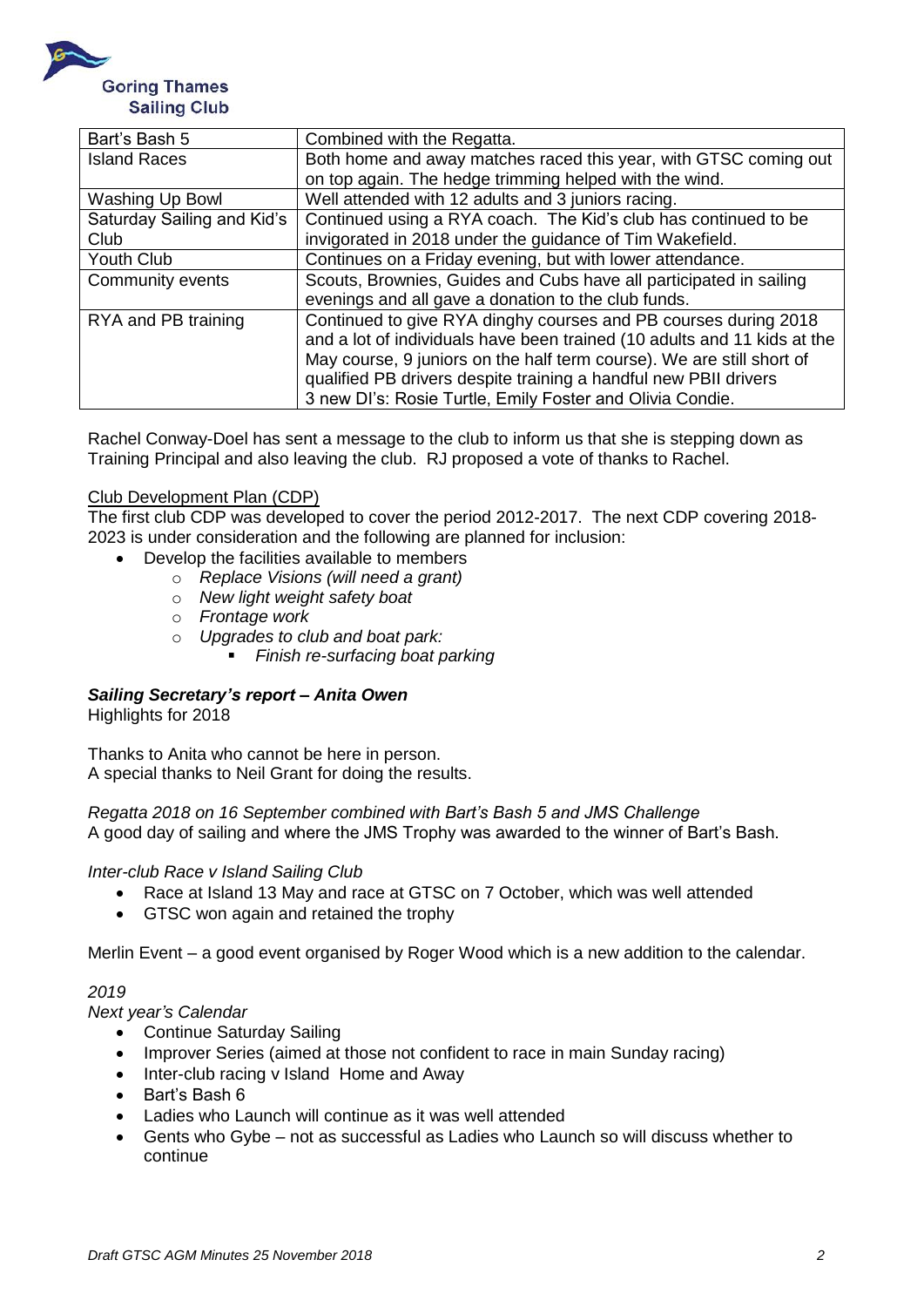| Bart's Bash 5 | Combined with the Regatta. |
|---|---|
| Island Races | Both home and away matches raced this year, with GTSC coming out on top again. The hedge trimming helped with the wind. |
| Washing Up Bowl | Well attended with 12 adults and 3 juniors racing. |
| Saturday Sailing and Kid's Club | Continued using a RYA coach. The Kid's club has continued to be invigorated in 2018 under the guidance of Tim Wakefield. |
| Youth Club | Continues on a Friday evening, but with lower attendance. |
| Community events | Scouts, Brownies, Guides and Cubs have all participated in sailing evenings and all gave a donation to the club funds. |
| RYA and PB training | Continued to give RYA dinghy courses and PB courses during 2018 and a lot of individuals have been trained (10 adults and 11 kids at the May course, 9 juniors on the half term course). We are still short of qualified PB drivers despite training a handful new PBII drivers 3 new DI's: Rosie Turtle, Emily Foster and Olivia Condie. |

Rachel Conway-Doel has sent a message to the club to inform us that she is stepping down as Training Principal and also leaving the club. RJ proposed a vote of thanks to Rachel.

<u>Club Development Plan (CDP)</u>

The first club CDP was developed to cover the period 2012-2017. The next CDP covering 2018-2023 is under consideration and the following are planned for inclusion:

- Develop the facilities available to members
  - *Replace Visions (will need a grant)*
  - *New light weight safety boat*
  - *Frontage work*
  - *Upgrades to club and boat park:*
    - *Finish re-surfacing boat parking*

***Sailing Secretary's report – Anita Owen***

Highlights for 2018

Thanks to Anita who cannot be here in person.
A special thanks to Neil Grant for doing the results.

*Regatta 2018 on 16 September combined with Bart's Bash 5 and JMS Challenge*

A good day of sailing and where the JMS Trophy was awarded to the winner of Bart's Bash.

*Inter-club Race v Island Sailing Club*

- Race at Island 13 May and race at GTSC on 7 October, which was well attended
- GTSC won again and retained the trophy

Merlin Event – a good event organised by Roger Wood which is a new addition to the calendar.

*2019*

*Next year's Calendar*

- Continue Saturday Sailing
- Improver Series (aimed at those not confident to race in main Sunday racing)
- Inter-club racing v Island Home and Away
- Bart's Bash 6
- Ladies who Launch will continue as it was well attended
- Gents who Gybe – not as successful as Ladies who Launch so will discuss whether to continue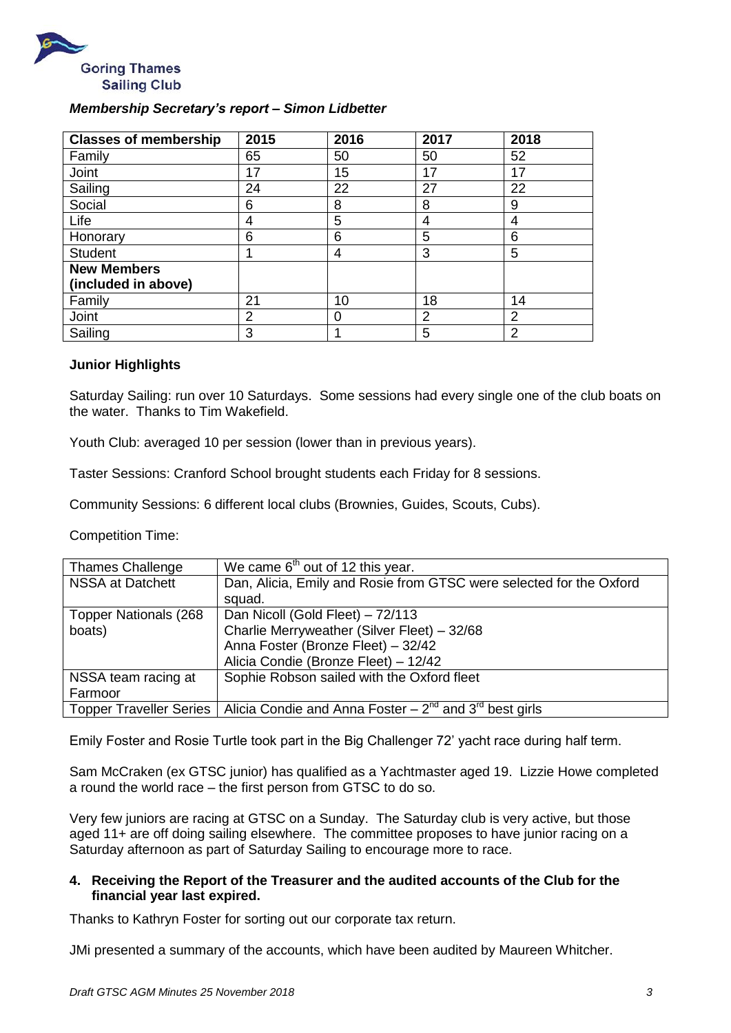*Membership Secretary's report – Simon Lidbetter*

| Classes of membership | 2015 | 2016 | 2017 | 2018 |
|---|---|---|---|---|
| Family | 65 | 50 | 50 | 52 |
| Joint | 17 | 15 | 17 | 17 |
| Sailing | 24 | 22 | 27 | 22 |
| Social | 6 | 8 | 8 | 9 |
| Life | 4 | 5 | 4 | 4 |
| Honorary | 6 | 6 | 5 | 6 |
| Student | 1 | 4 | 3 | 5 |
| **New Members (included in above)** | | | | |
| Family | 21 | 10 | 18 | 14 |
| Joint | 2 | 0 | 2 | 2 |
| Sailing | 3 | 1 | 5 | 2 |

**Junior Highlights**

Saturday Sailing: run over 10 Saturdays. Some sessions had every single one of the club boats on the water. Thanks to Tim Wakefield.

Youth Club: averaged 10 per session (lower than in previous years).

Taster Sessions: Cranford School brought students each Friday for 8 sessions.

Community Sessions: 6 different local clubs (Brownies, Guides, Scouts, Cubs).

Competition Time:

| | |
|---|---|
| Thames Challenge | We came 6th out of 12 this year. |
| NSSA at Datchett | Dan, Alicia, Emily and Rosie from GTSC were selected for the Oxford squad. |
| Topper Nationals (268 boats) | Dan Nicoll (Gold Fleet) – 72/113<br>Charlie Merryweather (Silver Fleet) – 32/68<br>Anna Foster (Bronze Fleet) – 32/42<br>Alicia Condie (Bronze Fleet) – 12/42 |
| NSSA team racing at Farmoor | Sophie Robson sailed with the Oxford fleet |
| Topper Traveller Series | Alicia Condie and Anna Foster – 2nd and 3rd best girls |

Emily Foster and Rosie Turtle took part in the Big Challenger 72' yacht race during half term.

Sam McCraken (ex GTSC junior) has qualified as a Yachtmaster aged 19. Lizzie Howe completed a round the world race – the first person from GTSC to do so.

Very few juniors are racing at GTSC on a Sunday. The Saturday club is very active, but those aged 11+ are off doing sailing elsewhere. The committee proposes to have junior racing on a Saturday afternoon as part of Saturday Sailing to encourage more to race.

4. **Receiving the Report of the Treasurer and the audited accounts of the Club for the financial year last expired.**

Thanks to Kathryn Foster for sorting out our corporate tax return.

JMi presented a summary of the accounts, which have been audited by Maureen Whitcher.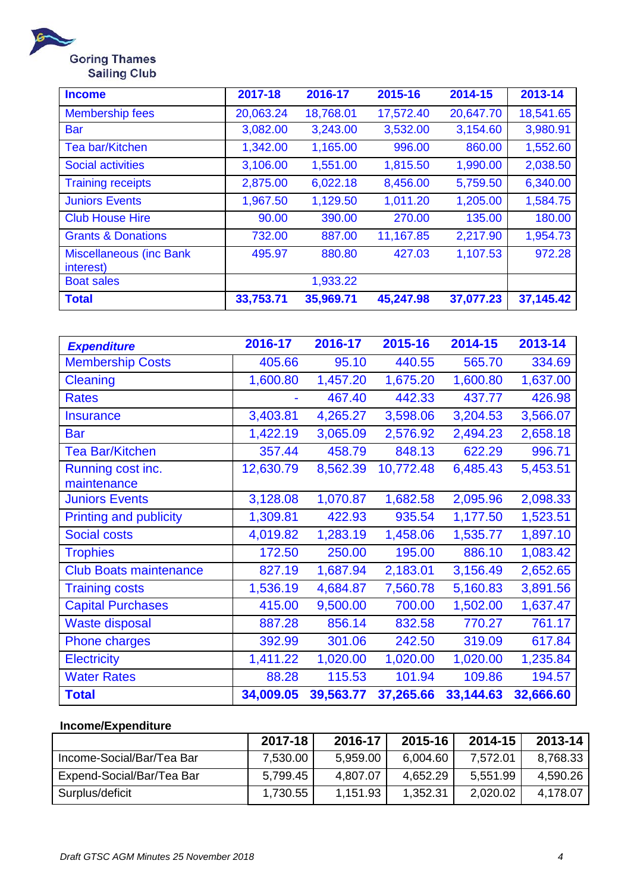Goring Thames Sailing Club

| Income | 2017-18 | 2016-17 | 2015-16 | 2014-15 | 2013-14 |
|---|---|---|---|---|---|
| Membership fees | 20,063.24 | 18,768.01 | 17,572.40 | 20,647.70 | 18,541.65 |
| Bar | 3,082.00 | 3,243.00 | 3,532.00 | 3,154.60 | 3,980.91 |
| Tea bar/Kitchen | 1,342.00 | 1,165.00 | 996.00 | 860.00 | 1,552.60 |
| Social activities | 3,106.00 | 1,551.00 | 1,815.50 | 1,990.00 | 2,038.50 |
| Training receipts | 2,875.00 | 6,022.18 | 8,456.00 | 5,759.50 | 6,340.00 |
| Juniors Events | 1,967.50 | 1,129.50 | 1,011.20 | 1,205.00 | 1,584.75 |
| Club House Hire | 90.00 | 390.00 | 270.00 | 135.00 | 180.00 |
| Grants & Donations | 732.00 | 887.00 | 11,167.85 | 2,217.90 | 1,954.73 |
| Miscellaneous (inc Bank interest) | 495.97 | 880.80 | 427.03 | 1,107.53 | 972.28 |
| Boat sales | | 1,933.22 | | | |
| **Total** | **33,753.71** | **35,969.71** | **45,247.98** | **37,077.23** | **37,145.42** |

| ***Expenditure*** | 2016-17 | 2016-17 | 2015-16 | 2014-15 | 2013-14 |
|---|---|---|---|---|---|
| Membership Costs | 405.66 | 95.10 | 440.55 | 565.70 | 334.69 |
| Cleaning | 1,600.80 | 1,457.20 | 1,675.20 | 1,600.80 | 1,637.00 |
| Rates | - | 467.40 | 442.33 | 437.77 | 426.98 |
| Insurance | 3,403.81 | 4,265.27 | 3,598.06 | 3,204.53 | 3,566.07 |
| Bar | 1,422.19 | 3,065.09 | 2,576.92 | 2,494.23 | 2,658.18 |
| Tea Bar/Kitchen | 357.44 | 458.79 | 848.13 | 622.29 | 996.71 |
| Running cost inc. maintenance | 12,630.79 | 8,562.39 | 10,772.48 | 6,485.43 | 5,453.51 |
| Juniors Events | 3,128.08 | 1,070.87 | 1,682.58 | 2,095.96 | 2,098.33 |
| Printing and publicity | 1,309.81 | 422.93 | 935.54 | 1,177.50 | 1,523.51 |
| Social costs | 4,019.82 | 1,283.19 | 1,458.06 | 1,535.77 | 1,897.10 |
| Trophies | 172.50 | 250.00 | 195.00 | 886.10 | 1,083.42 |
| Club Boats maintenance | 827.19 | 1,687.94 | 2,183.01 | 3,156.49 | 2,652.65 |
| Training costs | 1,536.19 | 4,684.87 | 7,560.78 | 5,160.83 | 3,891.56 |
| Capital Purchases | 415.00 | 9,500.00 | 700.00 | 1,502.00 | 1,637.47 |
| Waste disposal | 887.28 | 856.14 | 832.58 | 770.27 | 761.17 |
| Phone charges | 392.99 | 301.06 | 242.50 | 319.09 | 617.84 |
| Electricity | 1,411.22 | 1,020.00 | 1,020.00 | 1,020.00 | 1,235.84 |
| Water Rates | 88.28 | 115.53 | 101.94 | 109.86 | 194.57 |
| **Total** | **34,009.05** | **39,563.77** | **37,265.66** | **33,144.63** | **32,666.60** |

**Income/Expenditure**

| | 2017-18 | 2016-17 | 2015-16 | 2014-15 | 2013-14 |
|---|---|---|---|---|---|
| Income-Social/Bar/Tea Bar | 7,530.00 | 5,959.00 | 6,004.60 | 7,572.01 | 8,768.33 |
| Expend-Social/Bar/Tea Bar | 5,799.45 | 4,807.07 | 4,652.29 | 5,551.99 | 4,590.26 |
| Surplus/deficit | 1,730.55 | 1,151.93 | 1,352.31 | 2,020.02 | 4,178.07 |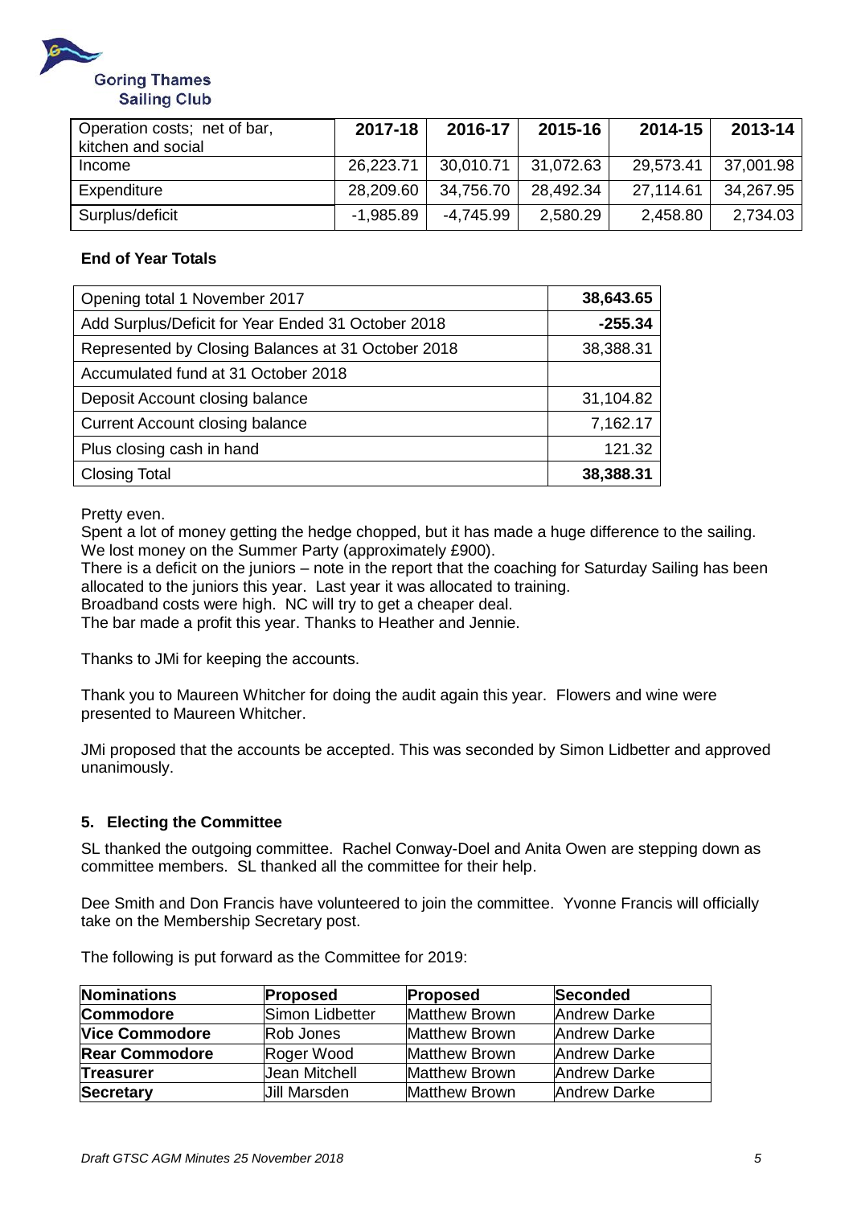| Operation costs; net of bar, kitchen and social | 2017-18 | 2016-17 | 2015-16 | 2014-15 | 2013-14 |
|---|---|---|---|---|---|
| Income | 26,223.71 | 30,010.71 | 31,072.63 | 29,573.41 | 37,001.98 |
| Expenditure | 28,209.60 | 34,756.70 | 28,492.34 | 27,114.61 | 34,267.95 |
| Surplus/deficit | -1,985.89 | -4,745.99 | 2,580.29 | 2,458.80 | 2,734.03 |

**End of Year Totals**

| | |
|---|---|
| Opening total 1 November 2017 | **38,643.65** |
| Add Surplus/Deficit for Year Ended 31 October 2018 | **-255.34** |
| Represented by Closing Balances at 31 October 2018 | 38,388.31 |
| Accumulated fund at 31 October 2018 | |
| Deposit Account closing balance | 31,104.82 |
| Current Account closing balance | 7,162.17 |
| Plus closing cash in hand | 121.32 |
| Closing Total | **38,388.31** |

Pretty even.
Spent a lot of money getting the hedge chopped, but it has made a huge difference to the sailing.
We lost money on the Summer Party (approximately £900).
There is a deficit on the juniors – note in the report that the coaching for Saturday Sailing has been allocated to the juniors this year. Last year it was allocated to training.
Broadband costs were high. NC will try to get a cheaper deal.
The bar made a profit this year. Thanks to Heather and Jennie.

Thanks to JMi for keeping the accounts.

Thank you to Maureen Whitcher for doing the audit again this year. Flowers and wine were presented to Maureen Whitcher.

JMi proposed that the accounts be accepted. This was seconded by Simon Lidbetter and approved unanimously.

### 5. Electing the Committee

SL thanked the outgoing committee. Rachel Conway-Doel and Anita Owen are stepping down as committee members. SL thanked all the committee for their help.

Dee Smith and Don Francis have volunteered to join the committee. Yvonne Francis will officially take on the Membership Secretary post.

The following is put forward as the Committee for 2019:

| **Nominations** | **Proposed** | **Proposed** | **Seconded** |
|---|---|---|---|
| **Commodore** | Simon Lidbetter | Matthew Brown | Andrew Darke |
| **Vice Commodore** | Rob Jones | Matthew Brown | Andrew Darke |
| **Rear Commodore** | Roger Wood | Matthew Brown | Andrew Darke |
| **Treasurer** | Jean Mitchell | Matthew Brown | Andrew Darke |
| **Secretary** | Jill Marsden | Matthew Brown | Andrew Darke |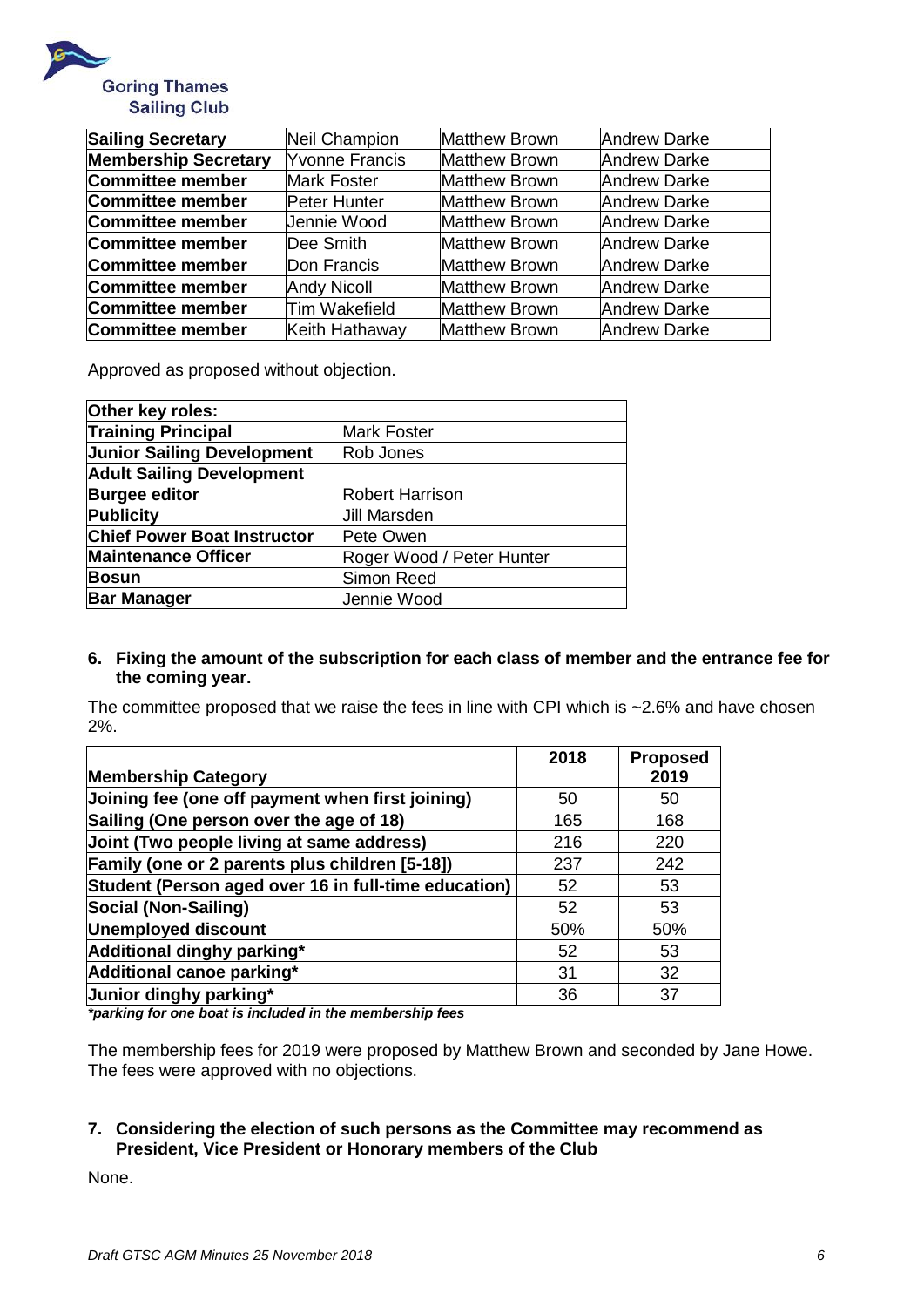Goring Thames Sailing Club

| | | | |
|---|---|---|---|
| **Sailing Secretary** | Neil Champion | Matthew Brown | Andrew Darke |
| **Membership Secretary** | Yvonne Francis | Matthew Brown | Andrew Darke |
| **Committee member** | Mark Foster | Matthew Brown | Andrew Darke |
| **Committee member** | Peter Hunter | Matthew Brown | Andrew Darke |
| **Committee member** | Jennie Wood | Matthew Brown | Andrew Darke |
| **Committee member** | Dee Smith | Matthew Brown | Andrew Darke |
| **Committee member** | Don Francis | Matthew Brown | Andrew Darke |
| **Committee member** | Andy Nicoll | Matthew Brown | Andrew Darke |
| **Committee member** | Tim Wakefield | Matthew Brown | Andrew Darke |
| **Committee member** | Keith Hathaway | Matthew Brown | Andrew Darke |

Approved as proposed without objection.

| **Other key roles:** | |
|---|---|
| **Training Principal** | Mark Foster |
| **Junior Sailing Development** | Rob Jones |
| **Adult Sailing Development** | |
| **Burgee editor** | Robert Harrison |
| **Publicity** | Jill Marsden |
| **Chief Power Boat Instructor** | Pete Owen |
| **Maintenance Officer** | Roger Wood / Peter Hunter |
| **Bosun** | Simon Reed |
| **Bar Manager** | Jennie Wood |

## 6. Fixing the amount of the subscription for each class of member and the entrance fee for the coming year.

The committee proposed that we raise the fees in line with CPI which is ~2.6% and have chosen 2%.

| **Membership Category** | **2018** | **Proposed 2019** |
|---|---|---|
| **Joining fee (one off payment when first joining)** | 50 | 50 |
| **Sailing (One person over the age of 18)** | 165 | 168 |
| **Joint (Two people living at same address)** | 216 | 220 |
| **Family (one or 2 parents plus children [5-18])** | 237 | 242 |
| **Student (Person aged over 16 in full-time education)** | 52 | 53 |
| **Social (Non-Sailing)** | 52 | 53 |
| **Unemployed discount** | 50% | 50% |
| **Additional dinghy parking*** | 52 | 53 |
| **Additional canoe parking*** | 31 | 32 |
| **Junior dinghy parking*** | 36 | 37 |

***parking for one boat is included in the membership fees***

The membership fees for 2019 were proposed by Matthew Brown and seconded by Jane Howe. The fees were approved with no objections.

## 7. Considering the election of such persons as the Committee may recommend as President, Vice President or Honorary members of the Club

None.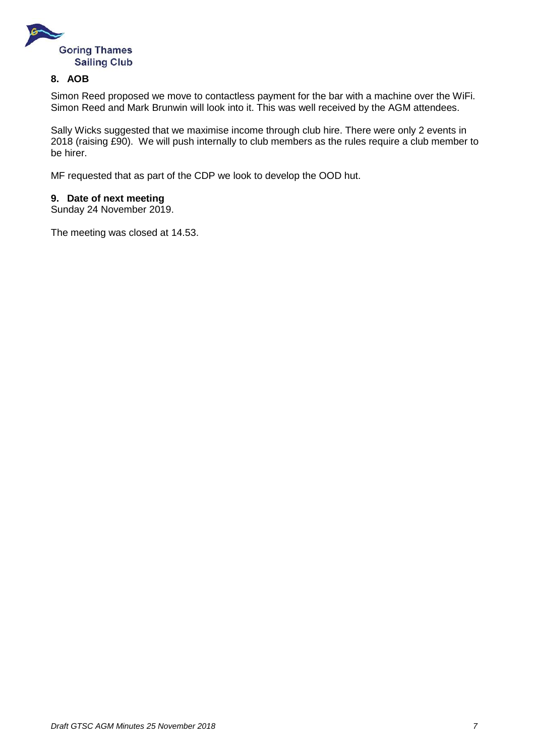## 8. AOB

Simon Reed proposed we move to contactless payment for the bar with a machine over the WiFi. Simon Reed and Mark Brunwin will look into it. This was well received by the AGM attendees.

Sally Wicks suggested that we maximise income through club hire. There were only 2 events in 2018 (raising £90). We will push internally to club members as the rules require a club member to be hirer.

MF requested that as part of the CDP we look to develop the OOD hut.

## 9. Date of next meeting

Sunday 24 November 2019.

The meeting was closed at 14.53.